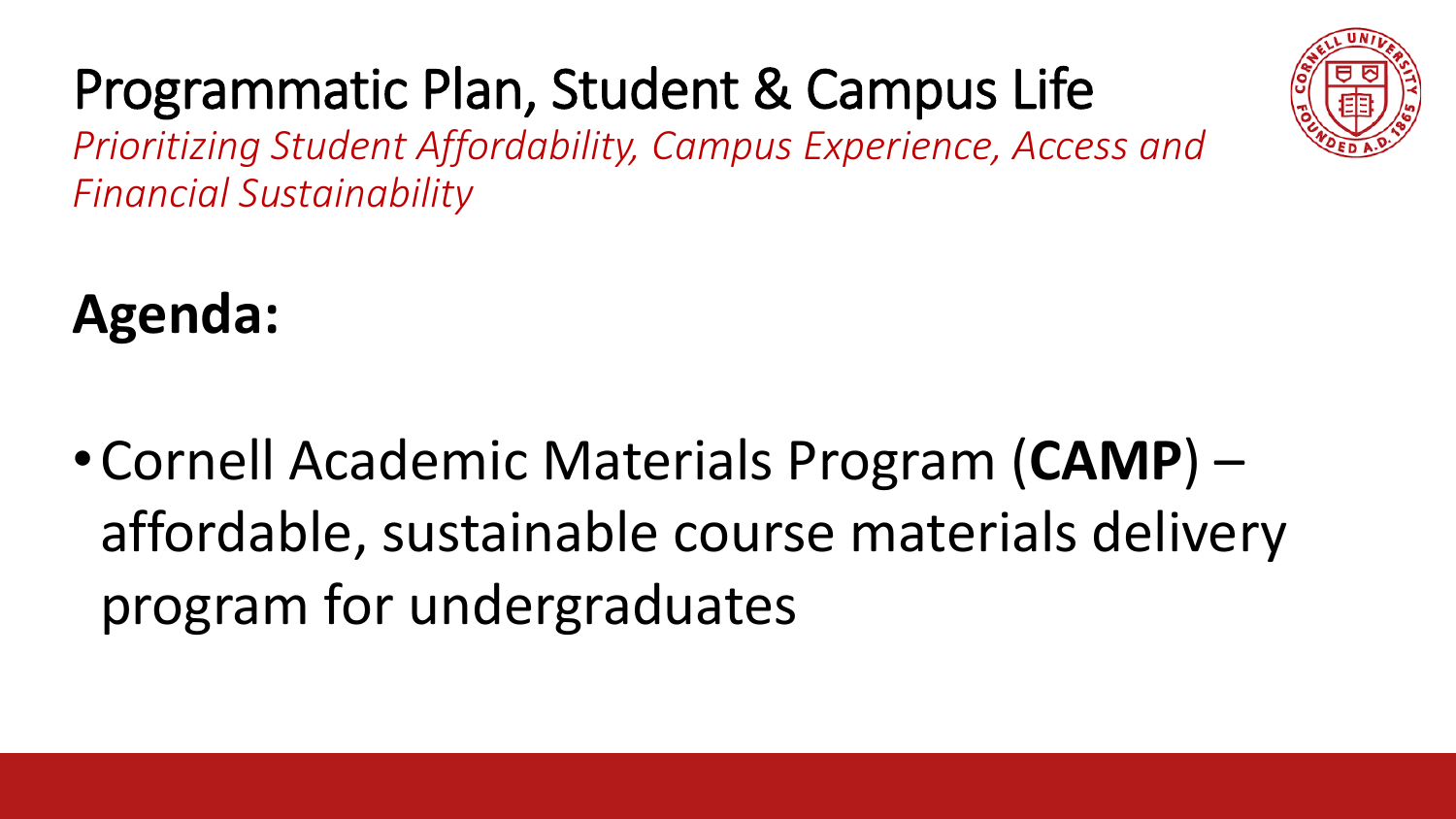# Programmatic Plan, Student & Campus Life

*Prioritizing Student Affordability, Campus Experience, Access and Financial Sustainability*

## Agenda:

- Cornell Academic Materials Program (**CAMP**) – affordable, sustainable course materials delivery program for undergraduates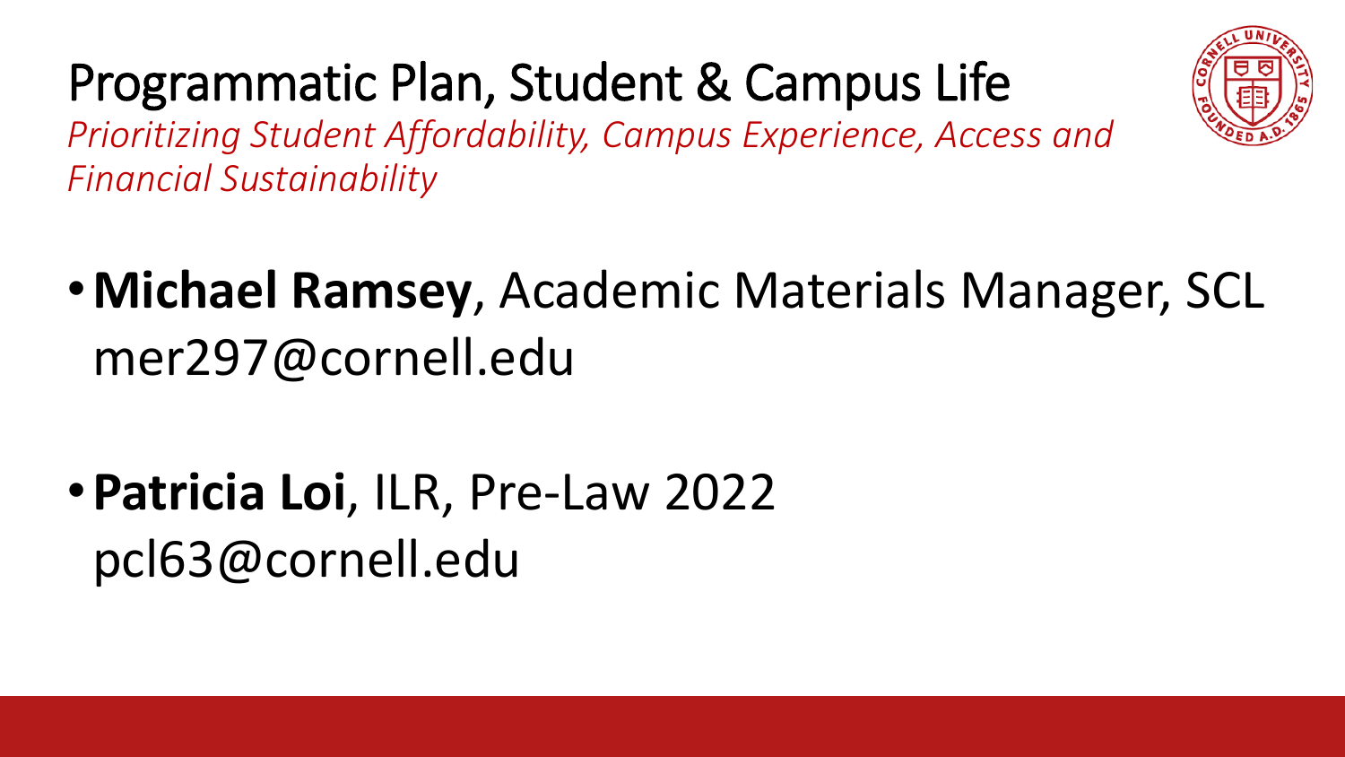# Programmatic Plan, Student & Campus Life

*Prioritizing Student Affordability, Campus Experience, Access and Financial Sustainability*

- **Michael Ramsey**, Academic Materials Manager, SCL
  mer297@cornell.edu

- **Patricia Loi**, ILR, Pre-Law 2022
  pcl63@cornell.edu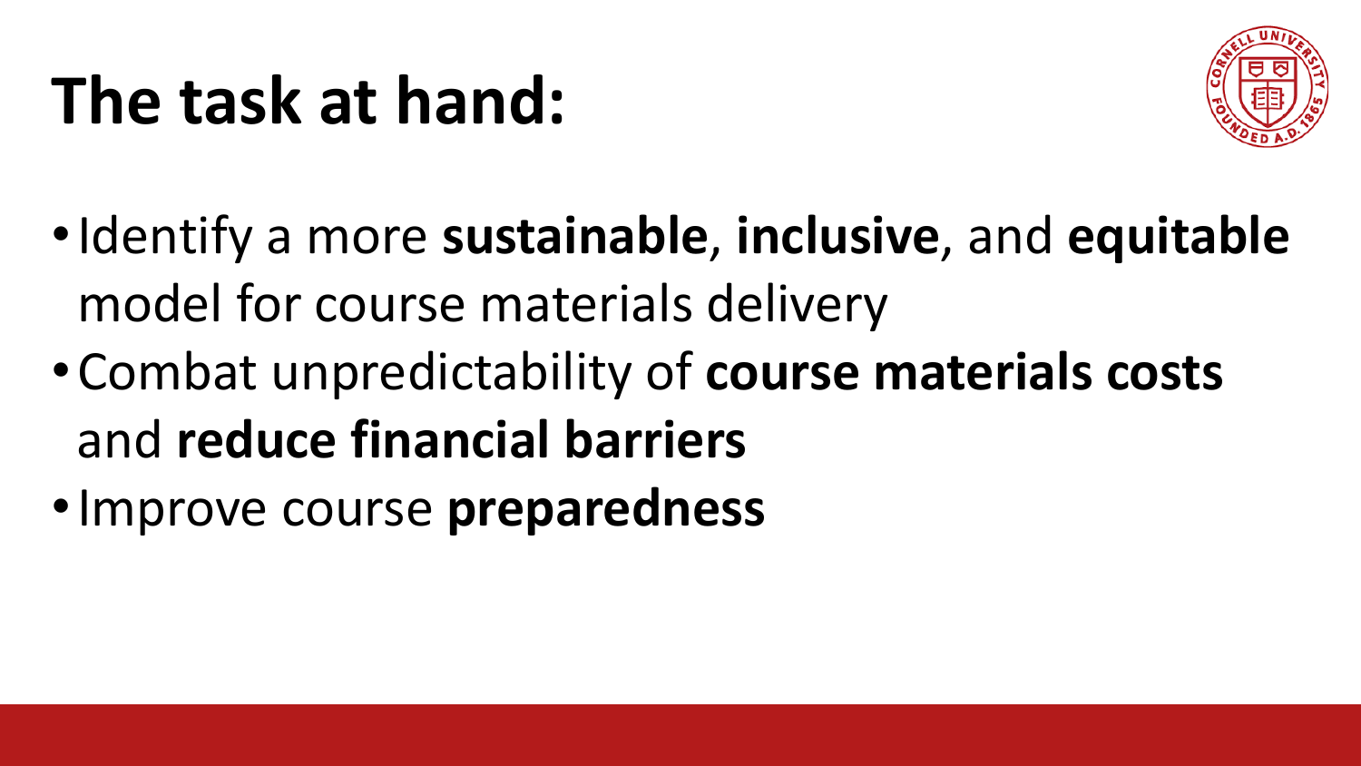# The task at hand:

- Identify a more **sustainable**, **inclusive**, and **equitable** model for course materials delivery
- Combat unpredictability of **course materials costs** and **reduce financial barriers**
- Improve course **preparedness**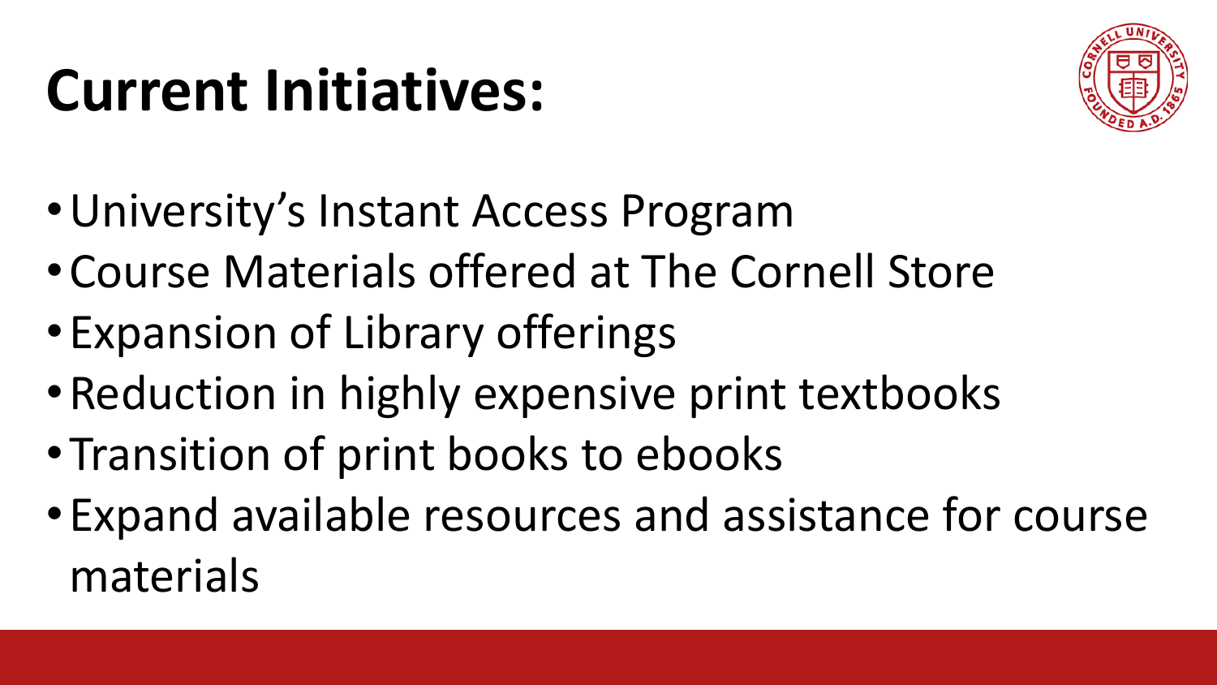# Current Initiatives:

- University's Instant Access Program
- Course Materials offered at The Cornell Store
- Expansion of Library offerings
- Reduction in highly expensive print textbooks
- Transition of print books to ebooks
- Expand available resources and assistance for course materials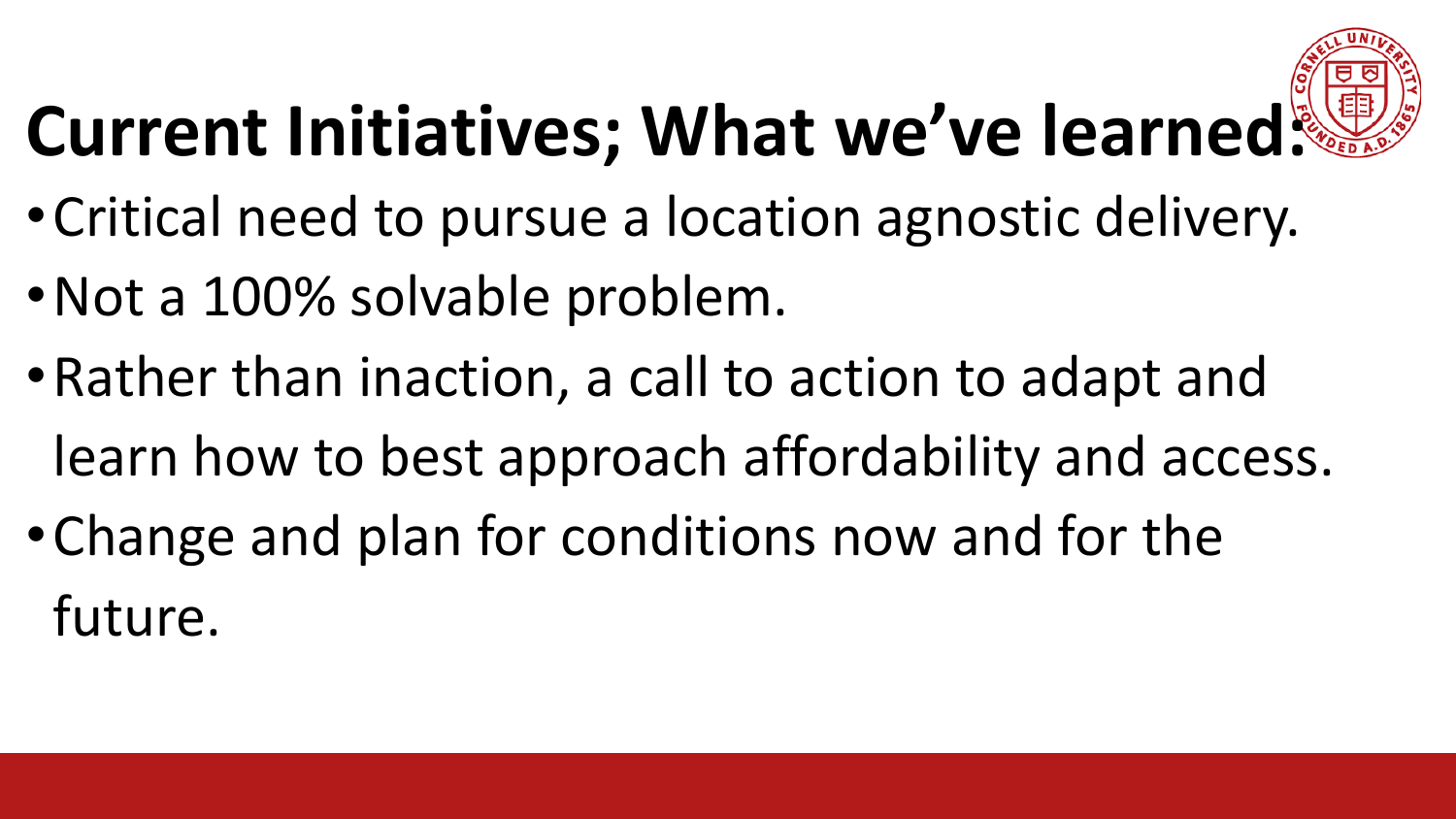# Current Initiatives; What we've learned:

- Critical need to pursue a location agnostic delivery.
- Not a 100% solvable problem.
- Rather than inaction, a call to action to adapt and learn how to best approach affordability and access.
- Change and plan for conditions now and for the future.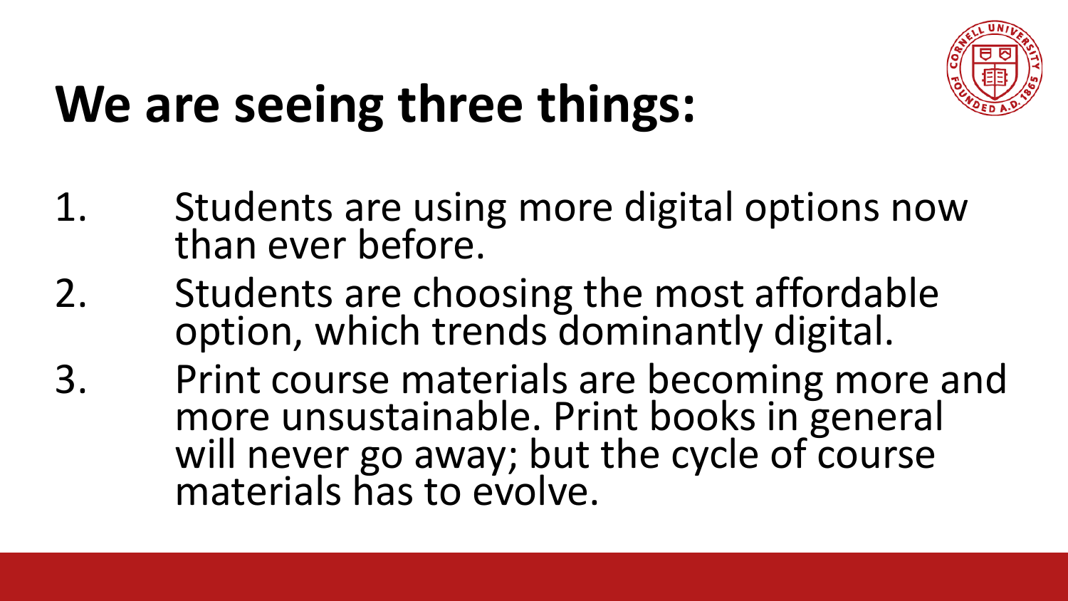# We are seeing three things:

1. Students are using more digital options now than ever before.
2. Students are choosing the most affordable option, which trends dominantly digital.
3. Print course materials are becoming more and more unsustainable. Print books in general will never go away; but the cycle of course materials has to evolve.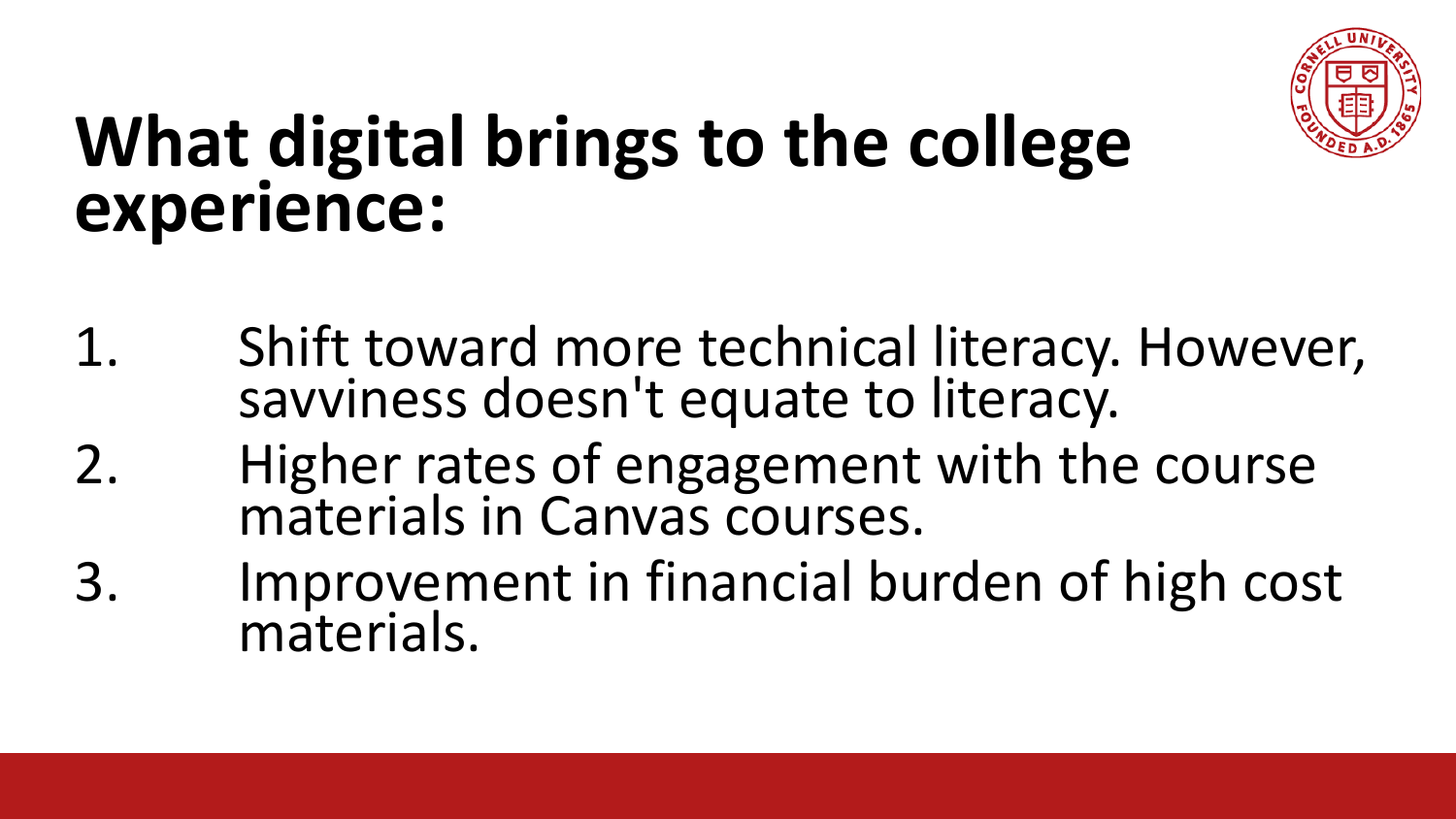# What digital brings to the college experience:

1. Shift toward more technical literacy. However, savviness doesn't equate to literacy.
2. Higher rates of engagement with the course materials in Canvas courses.
3. Improvement in financial burden of high cost materials.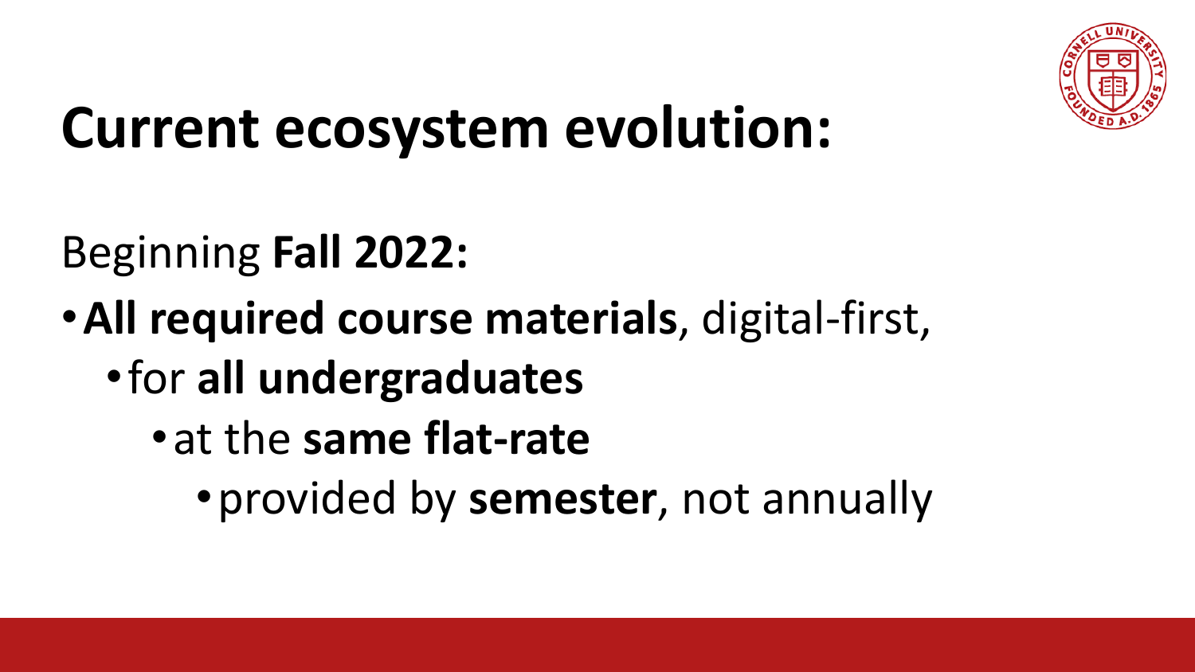# Current ecosystem evolution:

Beginning **Fall 2022:**

- **All required course materials**, digital-first,
  - for **all undergraduates**
    - at the **same flat-rate**
      - provided by **semester**, not annually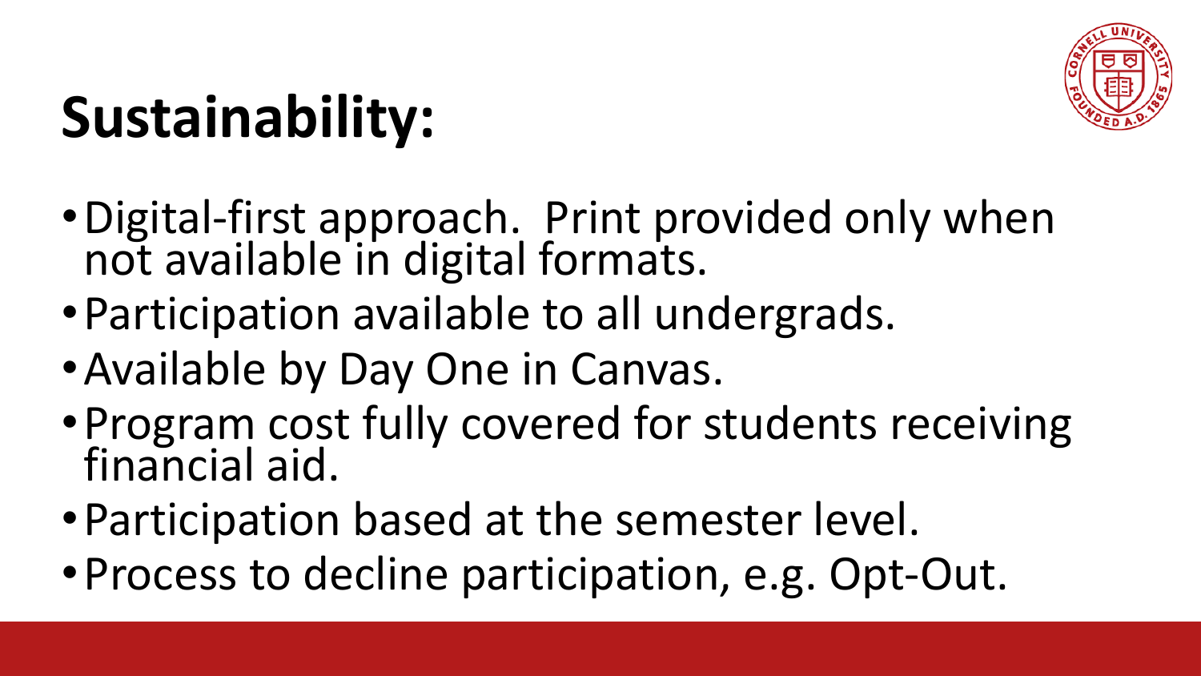# Sustainability:

- Digital-first approach. Print provided only when not available in digital formats.
- Participation available to all undergrads.
- Available by Day One in Canvas.
- Program cost fully covered for students receiving financial aid.
- Participation based at the semester level.
- Process to decline participation, e.g. Opt-Out.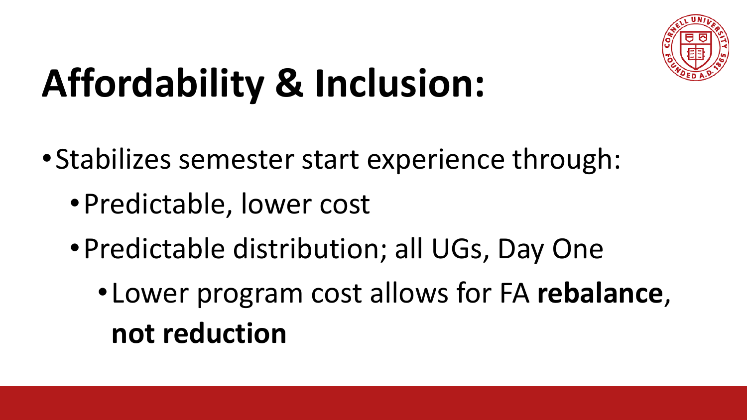# Affordability & Inclusion:

- Stabilizes semester start experience through:
  - Predictable, lower cost
  - Predictable distribution; all UGs, Day One
    - Lower program cost allows for FA **rebalance**, **not reduction**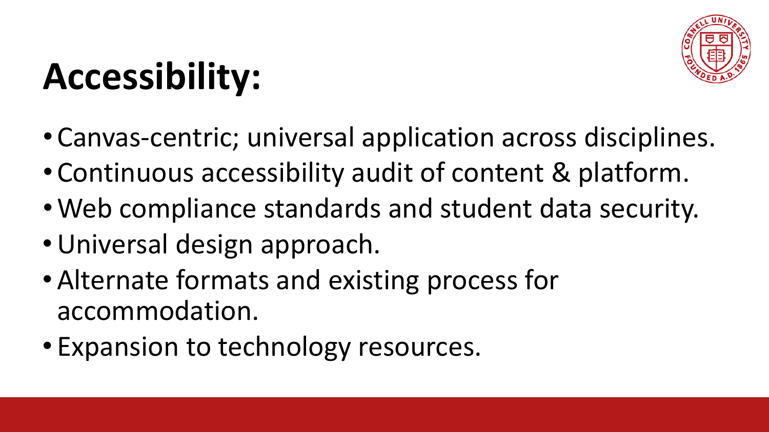# Accessibility:

- Canvas-centric; universal application across disciplines.
- Continuous accessibility audit of content & platform.
- Web compliance standards and student data security.
- Universal design approach.
- Alternate formats and existing process for accommodation.
- Expansion to technology resources.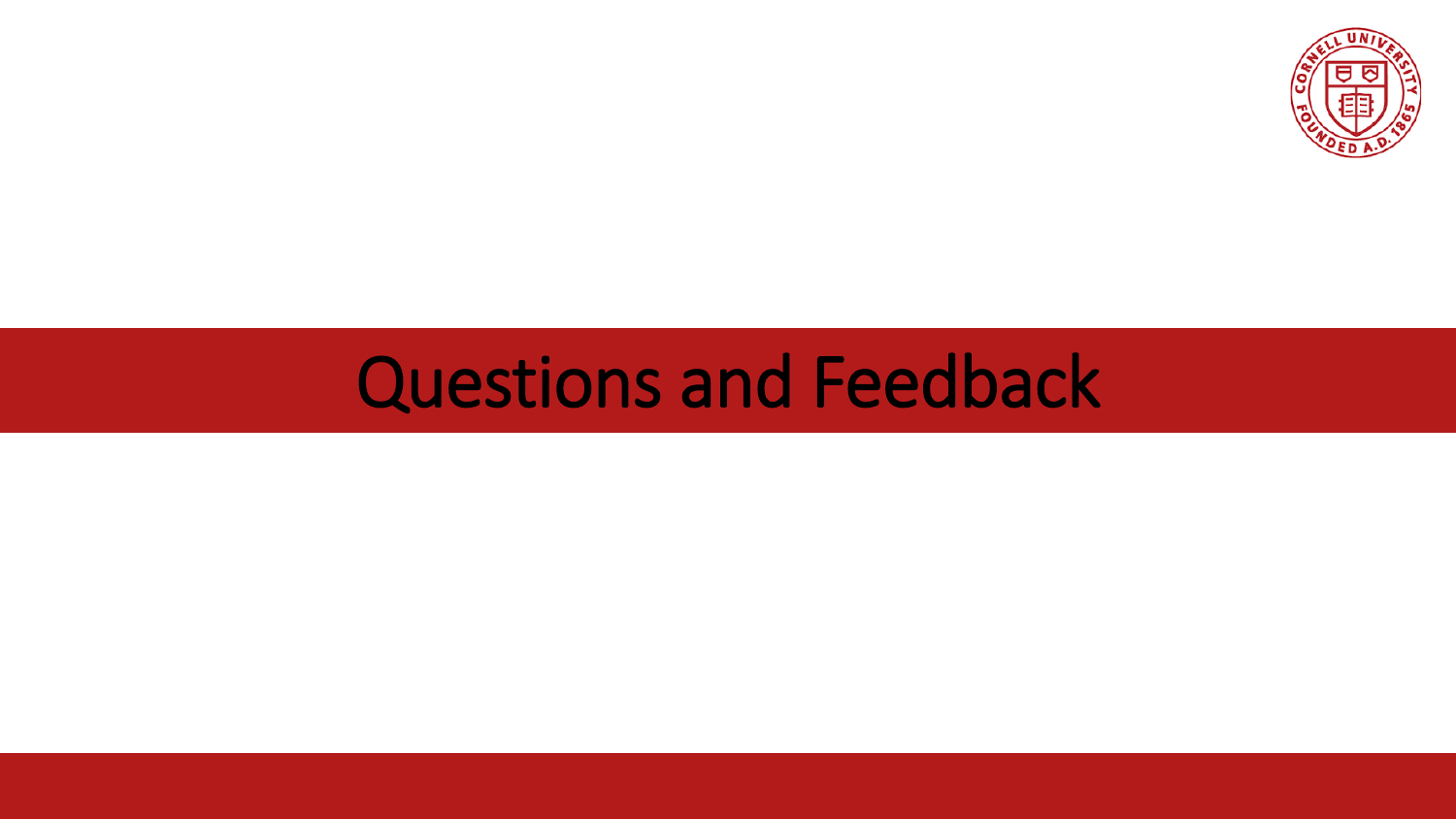# Questions and Feedback